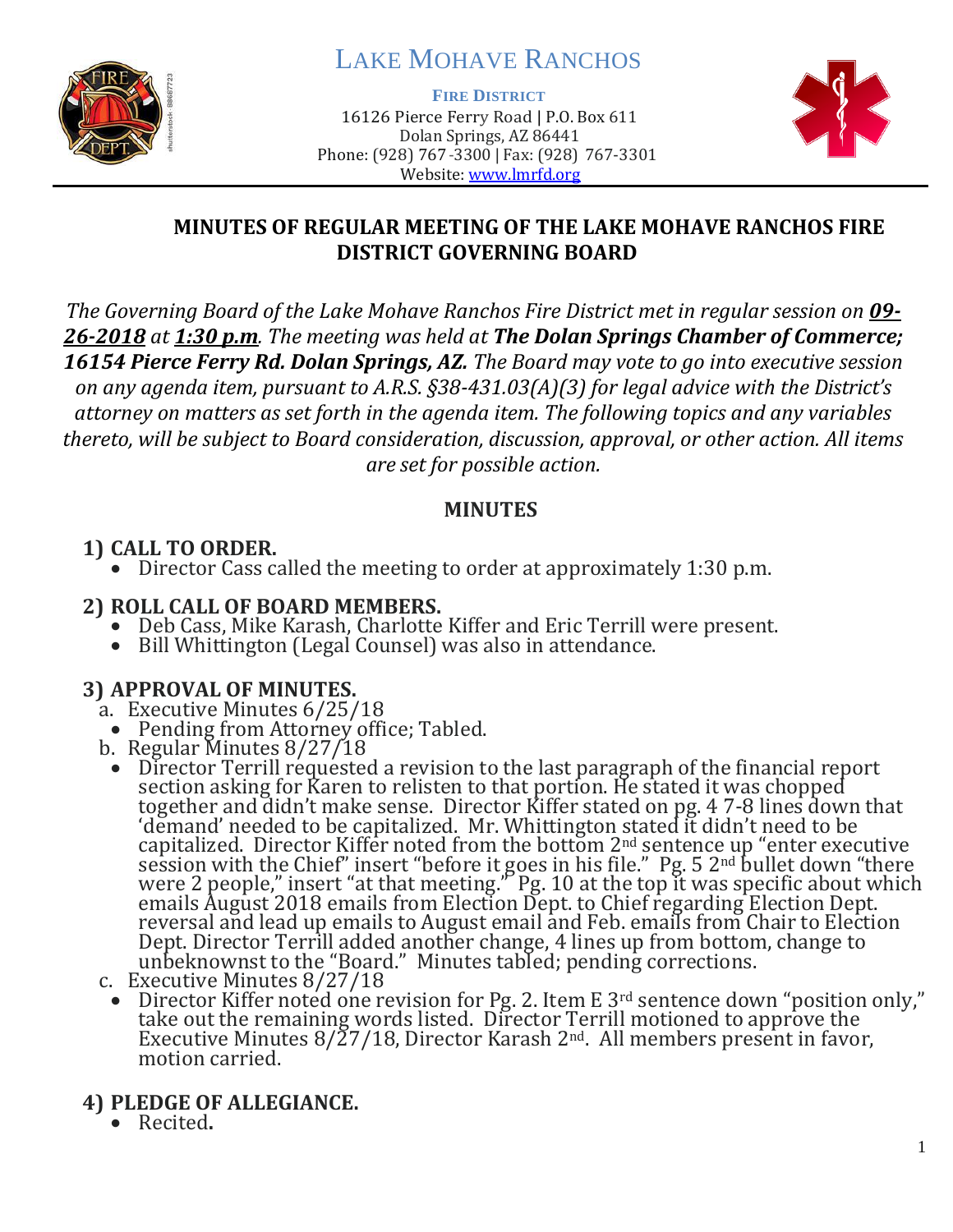# LAKE MOHAVE RANCHOS

**FIRE DISTRICT**
16126 Pierce Ferry Road | P.O. Box 611
Dolan Springs, AZ 86441
Phone: (928) 767-3300 | Fax: (928) 767-3301
Website: www.lmrfd.org

## MINUTES OF REGULAR MEETING OF THE LAKE MOHAVE RANCHOS FIRE DISTRICT GOVERNING BOARD

*The Governing Board of the Lake Mohave Ranchos Fire District met in regular session on **09-26-2018** at **1:30 p.m**. The meeting was held at **The Dolan Springs Chamber of Commerce; 16154 Pierce Ferry Rd. Dolan Springs, AZ.** The Board may vote to go into executive session on any agenda item, pursuant to A.R.S. §38-431.03(A)(3) for legal advice with the District's attorney on matters as set forth in the agenda item. The following topics and any variables thereto, will be subject to Board consideration, discussion, approval, or other action. All items are set for possible action.*

## MINUTES

### 1) CALL TO ORDER.

- Director Cass called the meeting to order at approximately 1:30 p.m.

### 2) ROLL CALL OF BOARD MEMBERS.

- Deb Cass, Mike Karash, Charlotte Kiffer and Eric Terrill were present.
- Bill Whittington (Legal Counsel) was also in attendance.

### 3) APPROVAL OF MINUTES.

a. Executive Minutes 6/25/18
- Pending from Attorney office; Tabled.

b. Regular Minutes 8/27/18
- Director Terrill requested a revision to the last paragraph of the financial report section asking for Karen to relisten to that portion. He stated it was chopped together and didn't make sense. Director Kiffer stated on pg. 4 7-8 lines down that 'demand' needed to be capitalized. Mr. Whittington stated it didn't need to be capitalized. Director Kiffer noted from the bottom 2nd sentence up "enter executive session with the Chief" insert "before it goes in his file." Pg. 5 2nd bullet down "there were 2 people," insert "at that meeting." Pg. 10 at the top it was specific about which emails August 2018 emails from Election Dept. to Chief regarding Election Dept. reversal and lead up emails to August email and Feb. emails from Chair to Election Dept. Director Terrill added another change, 4 lines up from bottom, change to unbeknownst to the "Board." Minutes tabled; pending corrections.

c. Executive Minutes 8/27/18
- Director Kiffer noted one revision for Pg. 2. Item E 3rd sentence down "position only," take out the remaining words listed. Director Terrill motioned to approve the Executive Minutes 8/27/18, Director Karash 2nd. All members present in favor, motion carried.

### 4) PLEDGE OF ALLEGIANCE.

- Recited**.**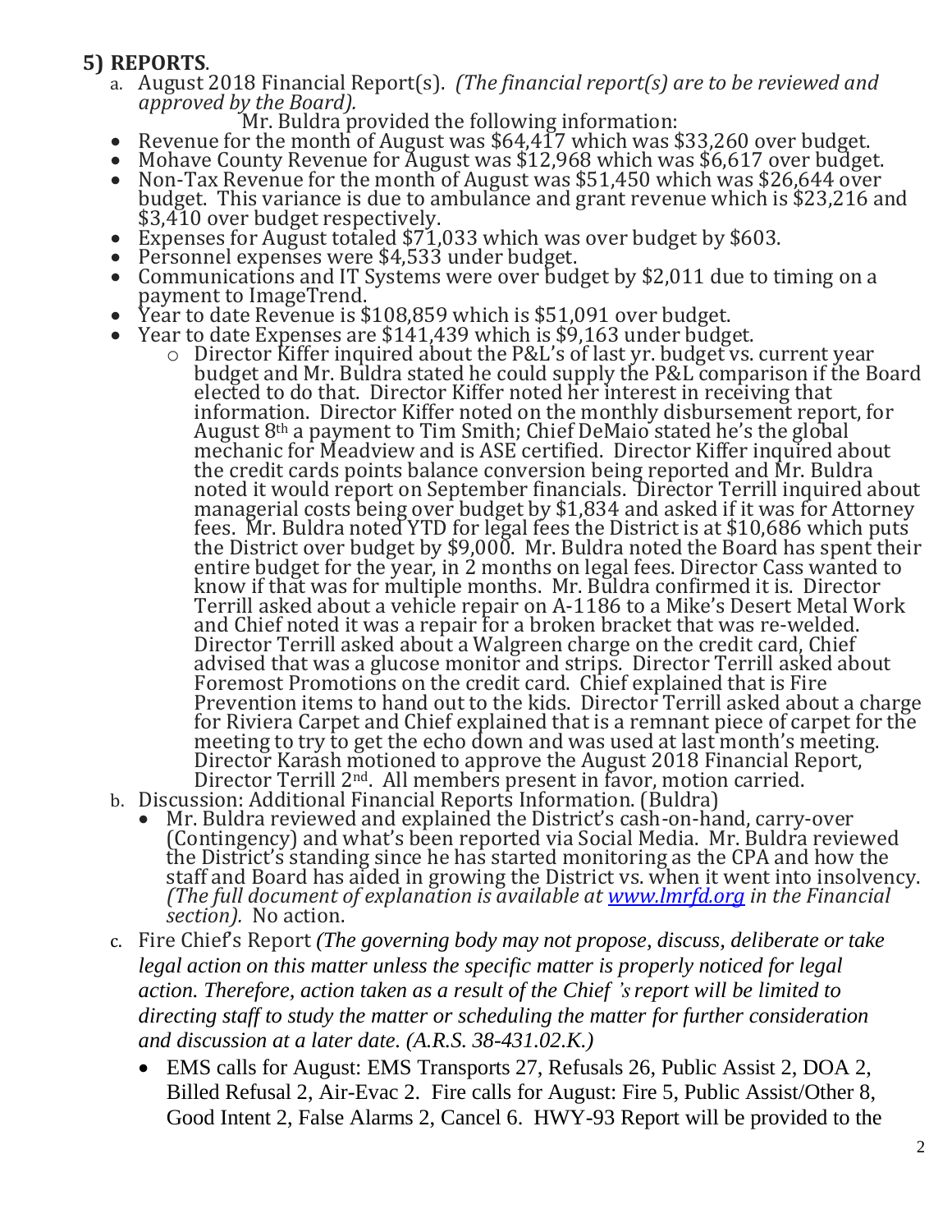## 5) REPORTS.

a. August 2018 Financial Report(s). *(The financial report(s) are to be reviewed and approved by the Board).*

Mr. Buldra provided the following information:

- Revenue for the month of August was $64,417 which was $33,260 over budget.
- Mohave County Revenue for August was $12,968 which was $6,617 over budget.
- Non-Tax Revenue for the month of August was $51,450 which was $26,644 over budget. This variance is due to ambulance and grant revenue which is $23,216 and $3,410 over budget respectively.
- Expenses for August totaled $71,033 which was over budget by $603.
- Personnel expenses were $4,533 under budget.
- Communications and IT Systems were over budget by $2,011 due to timing on a payment to ImageTrend.
- Year to date Revenue is $108,859 which is $51,091 over budget.
- Year to date Expenses are $141,439 which is $9,163 under budget.
  - Director Kiffer inquired about the P&L's of last yr. budget vs. current year budget and Mr. Buldra stated he could supply the P&L comparison if the Board elected to do that. Director Kiffer noted her interest in receiving that information. Director Kiffer noted on the monthly disbursement report, for August 8th a payment to Tim Smith; Chief DeMaio stated he's the global mechanic for Meadview and is ASE certified. Director Kiffer inquired about the credit cards points balance conversion being reported and Mr. Buldra noted it would report on September financials. Director Terrill inquired about managerial costs being over budget by $1,834 and asked if it was for Attorney fees. Mr. Buldra noted YTD for legal fees the District is at $10,686 which puts the District over budget by $9,000. Mr. Buldra noted the Board has spent their entire budget for the year, in 2 months on legal fees. Director Cass wanted to know if that was for multiple months. Mr. Buldra confirmed it is. Director Terrill asked about a vehicle repair on A-1186 to a Mike's Desert Metal Work and Chief noted it was a repair for a broken bracket that was re-welded. Director Terrill asked about a Walgreen charge on the credit card, Chief advised that was a glucose monitor and strips. Director Terrill asked about Foremost Promotions on the credit card. Chief explained that is Fire Prevention items to hand out to the kids. Director Terrill asked about a charge for Riviera Carpet and Chief explained that is a remnant piece of carpet for the meeting to try to get the echo down and was used at last month's meeting. Director Karash motioned to approve the August 2018 Financial Report, Director Terrill 2nd. All members present in favor, motion carried.

b. Discussion: Additional Financial Reports Information. (Buldra)

- Mr. Buldra reviewed and explained the District's cash-on-hand, carry-over (Contingency) and what's been reported via Social Media. Mr. Buldra reviewed the District's standing since he has started monitoring as the CPA and how the staff and Board has aided in growing the District vs. when it went into insolvency. *(The full document of explanation is available at [www.lmrfd.org](http://www.lmrfd.org) in the Financial section).* No action.

c. Fire Chief's Report *(The governing body may not propose, discuss, deliberate or take legal action on this matter unless the specific matter is properly noticed for legal action. Therefore, action taken as a result of the Chief 's report will be limited to directing staff to study the matter or scheduling the matter for further consideration and discussion at a later date. (A.R.S. 38-431.02.K.)*

- EMS calls for August: EMS Transports 27, Refusals 26, Public Assist 2, DOA 2, Billed Refusal 2, Air-Evac 2. Fire calls for August: Fire 5, Public Assist/Other 8, Good Intent 2, False Alarms 2, Cancel 6. HWY-93 Report will be provided to the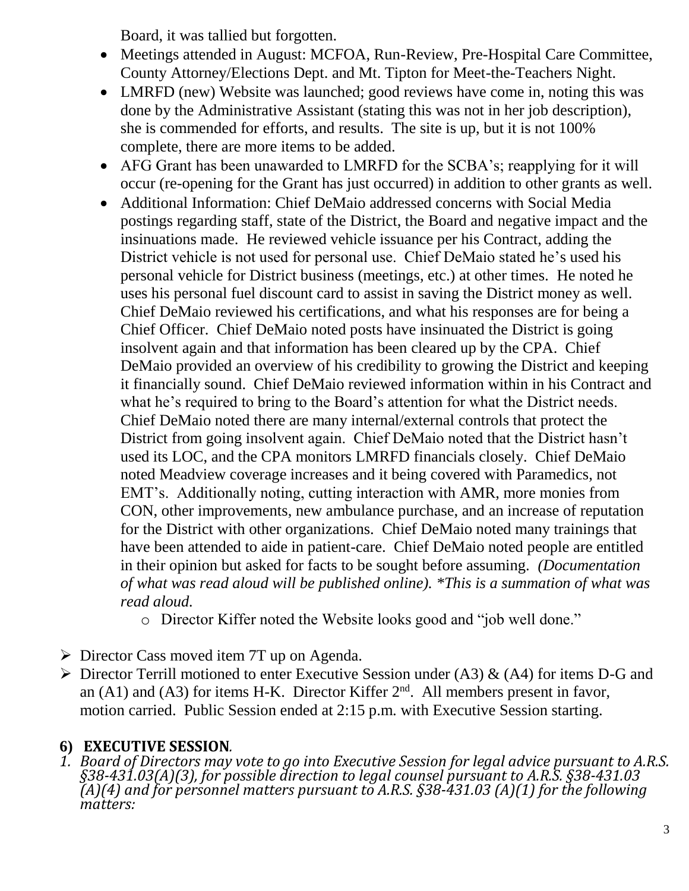Board, it was tallied but forgotten.

- Meetings attended in August: MCFOA, Run-Review, Pre-Hospital Care Committee, County Attorney/Elections Dept. and Mt. Tipton for Meet-the-Teachers Night.
- LMRFD (new) Website was launched; good reviews have come in, noting this was done by the Administrative Assistant (stating this was not in her job description), she is commended for efforts, and results. The site is up, but it is not 100% complete, there are more items to be added.
- AFG Grant has been unawarded to LMRFD for the SCBA's; reapplying for it will occur (re-opening for the Grant has just occurred) in addition to other grants as well.
- Additional Information: Chief DeMaio addressed concerns with Social Media postings regarding staff, state of the District, the Board and negative impact and the insinuations made. He reviewed vehicle issuance per his Contract, adding the District vehicle is not used for personal use. Chief DeMaio stated he's used his personal vehicle for District business (meetings, etc.) at other times. He noted he uses his personal fuel discount card to assist in saving the District money as well. Chief DeMaio reviewed his certifications, and what his responses are for being a Chief Officer. Chief DeMaio noted posts have insinuated the District is going insolvent again and that information has been cleared up by the CPA. Chief DeMaio provided an overview of his credibility to growing the District and keeping it financially sound. Chief DeMaio reviewed information within in his Contract and what he's required to bring to the Board's attention for what the District needs. Chief DeMaio noted there are many internal/external controls that protect the District from going insolvent again. Chief DeMaio noted that the District hasn't used its LOC, and the CPA monitors LMRFD financials closely. Chief DeMaio noted Meadview coverage increases and it being covered with Paramedics, not EMT's. Additionally noting, cutting interaction with AMR, more monies from CON, other improvements, new ambulance purchase, and an increase of reputation for the District with other organizations. Chief DeMaio noted many trainings that have been attended to aide in patient-care. Chief DeMaio noted people are entitled in their opinion but asked for facts to be sought before assuming. *(Documentation of what was read aloud will be published online). *This is a summation of what was read aloud.*
  - Director Kiffer noted the Website looks good and "job well done."

- Director Cass moved item 7T up on Agenda.
- Director Terrill motioned to enter Executive Session under (A3) & (A4) for items D-G and an (A1) and (A3) for items H-K. Director Kiffer 2nd. All members present in favor, motion carried. Public Session ended at 2:15 p.m. with Executive Session starting.

## 6) EXECUTIVE SESSION.

*1. Board of Directors may vote to go into Executive Session for legal advice pursuant to A.R.S. §38-431.03(A)(3), for possible direction to legal counsel pursuant to A.R.S. §38-431.03 (A)(4) and for personnel matters pursuant to A.R.S. §38-431.03 (A)(1) for the following matters:*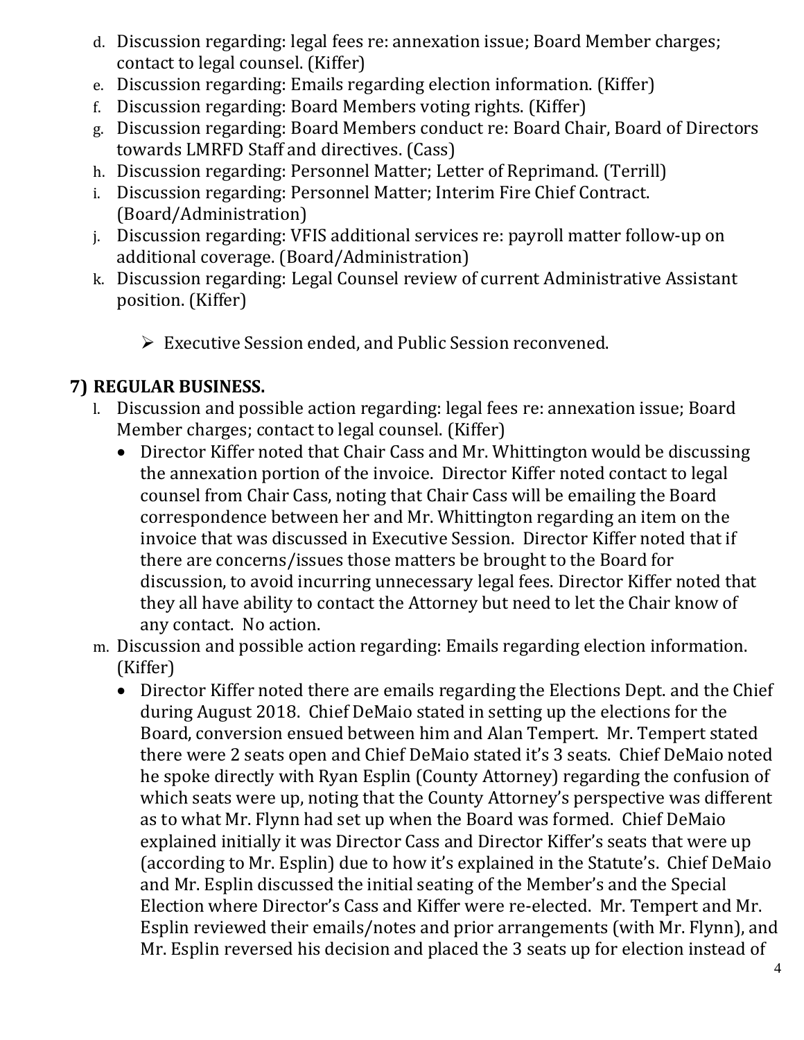d. Discussion regarding: legal fees re: annexation issue; Board Member charges; contact to legal counsel. (Kiffer)
e. Discussion regarding: Emails regarding election information. (Kiffer)
f. Discussion regarding: Board Members voting rights. (Kiffer)
g. Discussion regarding: Board Members conduct re: Board Chair, Board of Directors towards LMRFD Staff and directives. (Cass)
h. Discussion regarding: Personnel Matter; Letter of Reprimand. (Terrill)
i. Discussion regarding: Personnel Matter; Interim Fire Chief Contract. (Board/Administration)
j. Discussion regarding: VFIS additional services re: payroll matter follow-up on additional coverage. (Board/Administration)
k. Discussion regarding: Legal Counsel review of current Administrative Assistant position. (Kiffer)

> ➢ Executive Session ended, and Public Session reconvened.

## 7) REGULAR BUSINESS.

l. Discussion and possible action regarding: legal fees re: annexation issue; Board Member charges; contact to legal counsel. (Kiffer)
   - Director Kiffer noted that Chair Cass and Mr. Whittington would be discussing the annexation portion of the invoice. Director Kiffer noted contact to legal counsel from Chair Cass, noting that Chair Cass will be emailing the Board correspondence between her and Mr. Whittington regarding an item on the invoice that was discussed in Executive Session. Director Kiffer noted that if there are concerns/issues those matters be brought to the Board for discussion, to avoid incurring unnecessary legal fees. Director Kiffer noted that they all have ability to contact the Attorney but need to let the Chair know of any contact. No action.

m. Discussion and possible action regarding: Emails regarding election information. (Kiffer)
   - Director Kiffer noted there are emails regarding the Elections Dept. and the Chief during August 2018. Chief DeMaio stated in setting up the elections for the Board, conversion ensued between him and Alan Tempert. Mr. Tempert stated there were 2 seats open and Chief DeMaio stated it's 3 seats. Chief DeMaio noted he spoke directly with Ryan Esplin (County Attorney) regarding the confusion of which seats were up, noting that the County Attorney's perspective was different as to what Mr. Flynn had set up when the Board was formed. Chief DeMaio explained initially it was Director Cass and Director Kiffer's seats that were up (according to Mr. Esplin) due to how it's explained in the Statute's. Chief DeMaio and Mr. Esplin discussed the initial seating of the Member's and the Special Election where Director's Cass and Kiffer were re-elected. Mr. Tempert and Mr. Esplin reviewed their emails/notes and prior arrangements (with Mr. Flynn), and Mr. Esplin reversed his decision and placed the 3 seats up for election instead of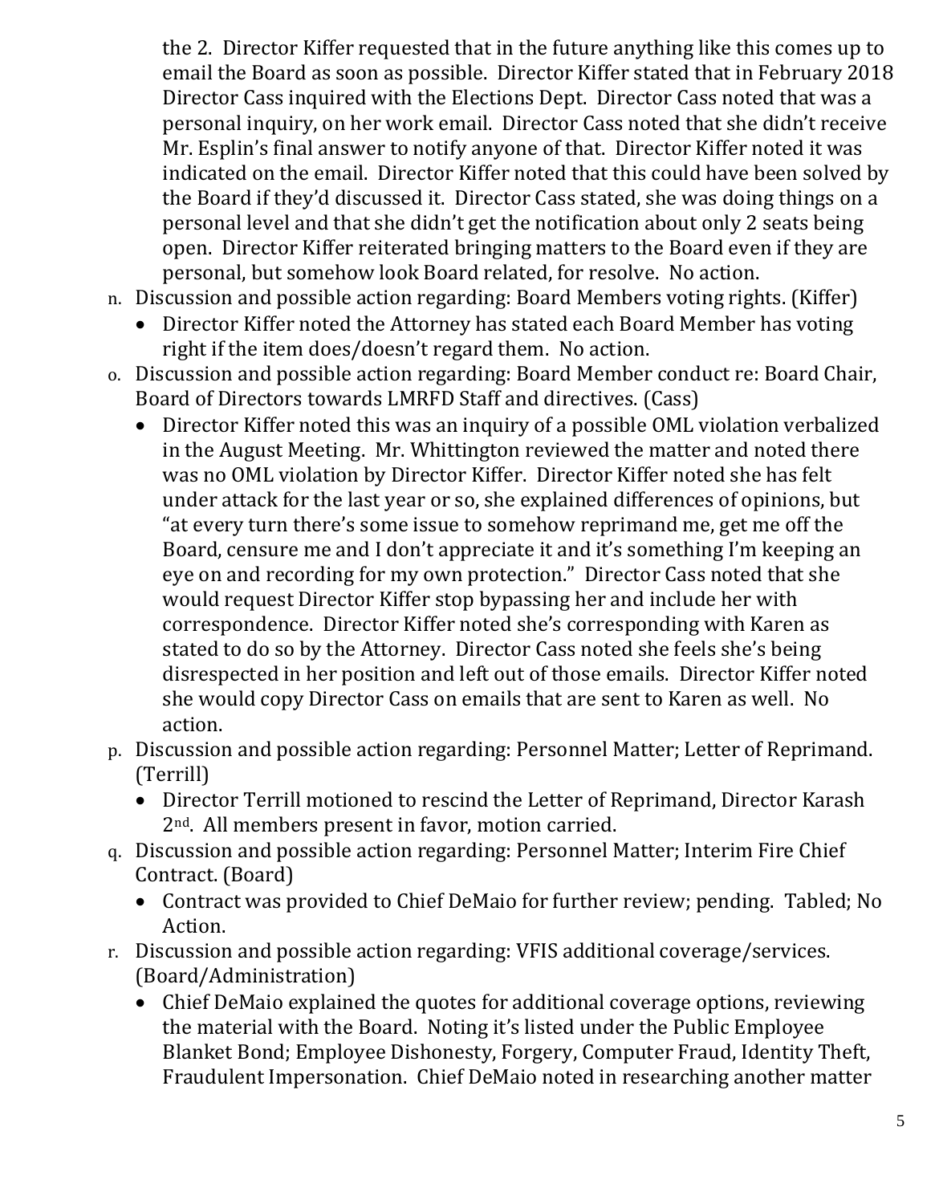the 2. Director Kiffer requested that in the future anything like this comes up to email the Board as soon as possible. Director Kiffer stated that in February 2018 Director Cass inquired with the Elections Dept. Director Cass noted that was a personal inquiry, on her work email. Director Cass noted that she didn't receive Mr. Esplin's final answer to notify anyone of that. Director Kiffer noted it was indicated on the email. Director Kiffer noted that this could have been solved by the Board if they'd discussed it. Director Cass stated, she was doing things on a personal level and that she didn't get the notification about only 2 seats being open. Director Kiffer reiterated bringing matters to the Board even if they are personal, but somehow look Board related, for resolve. No action.

n. Discussion and possible action regarding: Board Members voting rights. (Kiffer)
   - Director Kiffer noted the Attorney has stated each Board Member has voting right if the item does/doesn't regard them. No action.

o. Discussion and possible action regarding: Board Member conduct re: Board Chair, Board of Directors towards LMRFD Staff and directives. (Cass)
   - Director Kiffer noted this was an inquiry of a possible OML violation verbalized in the August Meeting. Mr. Whittington reviewed the matter and noted there was no OML violation by Director Kiffer. Director Kiffer noted she has felt under attack for the last year or so, she explained differences of opinions, but "at every turn there's some issue to somehow reprimand me, get me off the Board, censure me and I don't appreciate it and it's something I'm keeping an eye on and recording for my own protection." Director Cass noted that she would request Director Kiffer stop bypassing her and include her with correspondence. Director Kiffer noted she's corresponding with Karen as stated to do so by the Attorney. Director Cass noted she feels she's being disrespected in her position and left out of those emails. Director Kiffer noted she would copy Director Cass on emails that are sent to Karen as well. No action.

p. Discussion and possible action regarding: Personnel Matter; Letter of Reprimand. (Terrill)
   - Director Terrill motioned to rescind the Letter of Reprimand, Director Karash 2nd. All members present in favor, motion carried.

q. Discussion and possible action regarding: Personnel Matter; Interim Fire Chief Contract. (Board)
   - Contract was provided to Chief DeMaio for further review; pending. Tabled; No Action.

r. Discussion and possible action regarding: VFIS additional coverage/services. (Board/Administration)
   - Chief DeMaio explained the quotes for additional coverage options, reviewing the material with the Board. Noting it's listed under the Public Employee Blanket Bond; Employee Dishonesty, Forgery, Computer Fraud, Identity Theft, Fraudulent Impersonation. Chief DeMaio noted in researching another matter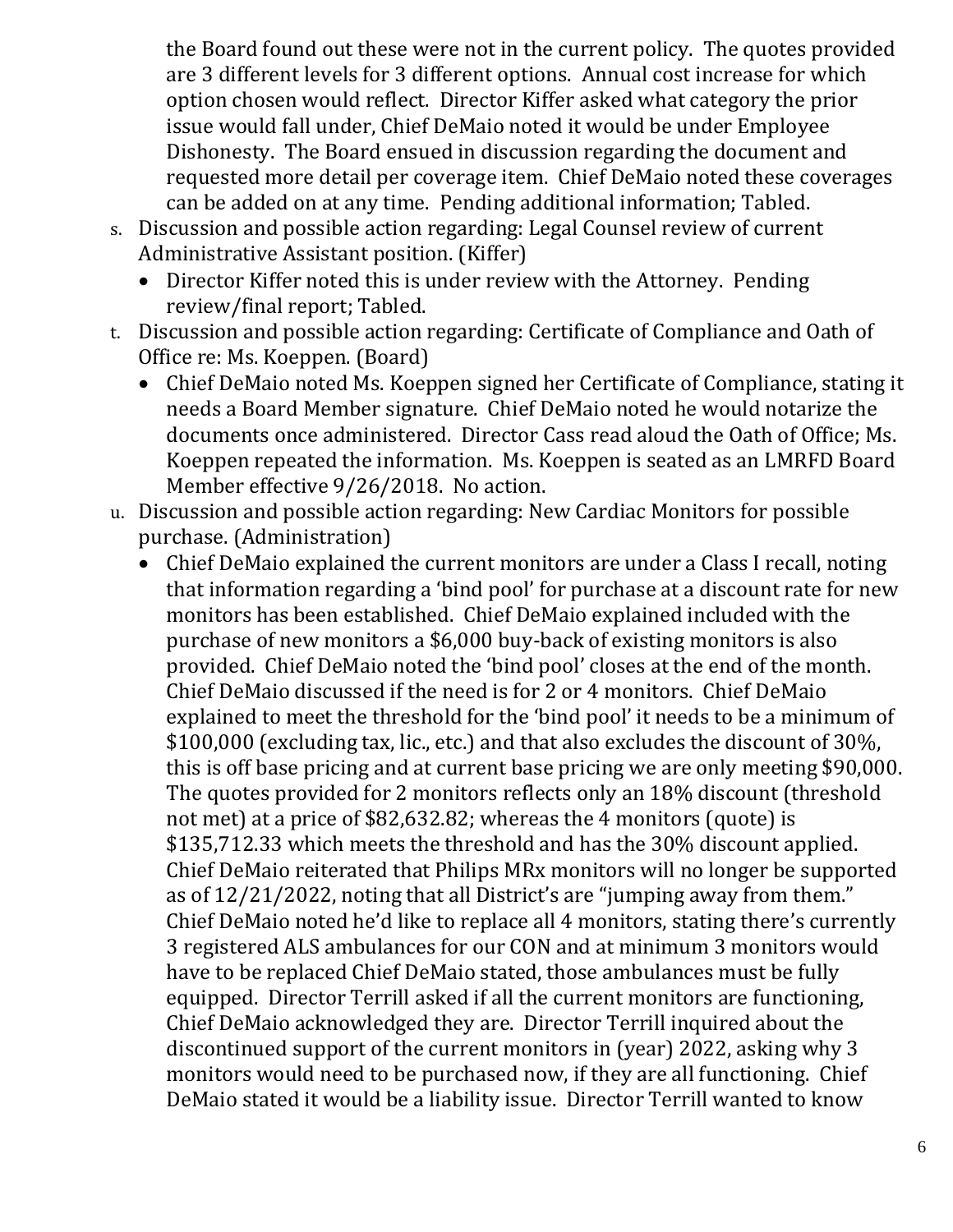the Board found out these were not in the current policy. The quotes provided are 3 different levels for 3 different options. Annual cost increase for which option chosen would reflect. Director Kiffer asked what category the prior issue would fall under, Chief DeMaio noted it would be under Employee Dishonesty. The Board ensued in discussion regarding the document and requested more detail per coverage item. Chief DeMaio noted these coverages can be added on at any time. Pending additional information; Tabled.

s. Discussion and possible action regarding: Legal Counsel review of current Administrative Assistant position. (Kiffer)
   - Director Kiffer noted this is under review with the Attorney. Pending review/final report; Tabled.
t. Discussion and possible action regarding: Certificate of Compliance and Oath of Office re: Ms. Koeppen. (Board)
   - Chief DeMaio noted Ms. Koeppen signed her Certificate of Compliance, stating it needs a Board Member signature. Chief DeMaio noted he would notarize the documents once administered. Director Cass read aloud the Oath of Office; Ms. Koeppen repeated the information. Ms. Koeppen is seated as an LMRFD Board Member effective 9/26/2018. No action.
u. Discussion and possible action regarding: New Cardiac Monitors for possible purchase. (Administration)
   - Chief DeMaio explained the current monitors are under a Class I recall, noting that information regarding a 'bind pool' for purchase at a discount rate for new monitors has been established. Chief DeMaio explained included with the purchase of new monitors a $6,000 buy-back of existing monitors is also provided. Chief DeMaio noted the 'bind pool' closes at the end of the month. Chief DeMaio discussed if the need is for 2 or 4 monitors. Chief DeMaio explained to meet the threshold for the 'bind pool' it needs to be a minimum of $100,000 (excluding tax, lic., etc.) and that also excludes the discount of 30%, this is off base pricing and at current base pricing we are only meeting $90,000. The quotes provided for 2 monitors reflects only an 18% discount (threshold not met) at a price of $82,632.82; whereas the 4 monitors (quote) is $135,712.33 which meets the threshold and has the 30% discount applied. Chief DeMaio reiterated that Philips MRx monitors will no longer be supported as of 12/21/2022, noting that all District's are "jumping away from them." Chief DeMaio noted he'd like to replace all 4 monitors, stating there's currently 3 registered ALS ambulances for our CON and at minimum 3 monitors would have to be replaced Chief DeMaio stated, those ambulances must be fully equipped. Director Terrill asked if all the current monitors are functioning, Chief DeMaio acknowledged they are. Director Terrill inquired about the discontinued support of the current monitors in (year) 2022, asking why 3 monitors would need to be purchased now, if they are all functioning. Chief DeMaio stated it would be a liability issue. Director Terrill wanted to know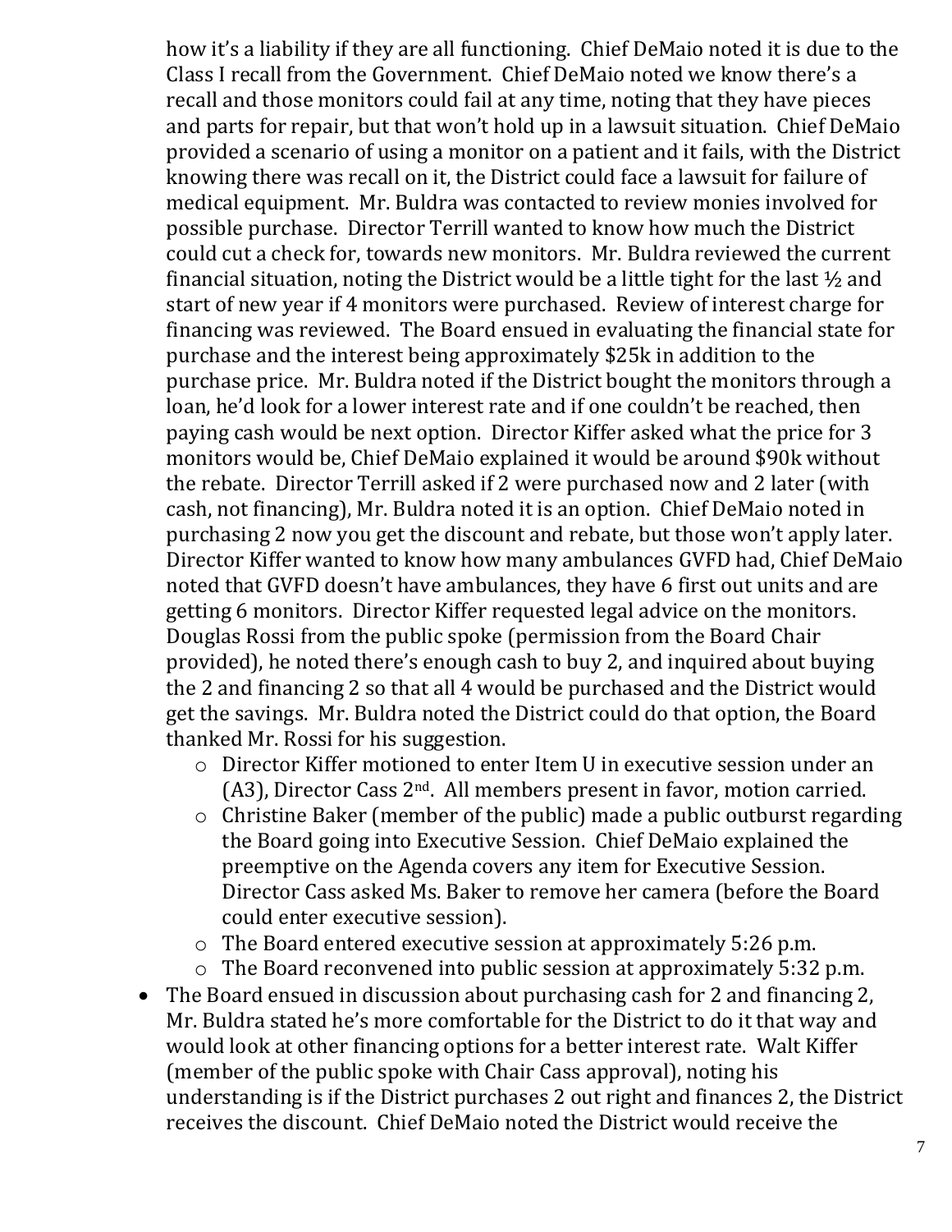how it's a liability if they are all functioning. Chief DeMaio noted it is due to the Class I recall from the Government. Chief DeMaio noted we know there's a recall and those monitors could fail at any time, noting that they have pieces and parts for repair, but that won't hold up in a lawsuit situation. Chief DeMaio provided a scenario of using a monitor on a patient and it fails, with the District knowing there was recall on it, the District could face a lawsuit for failure of medical equipment. Mr. Buldra was contacted to review monies involved for possible purchase. Director Terrill wanted to know how much the District could cut a check for, towards new monitors. Mr. Buldra reviewed the current financial situation, noting the District would be a little tight for the last ½ and start of new year if 4 monitors were purchased. Review of interest charge for financing was reviewed. The Board ensued in evaluating the financial state for purchase and the interest being approximately $25k in addition to the purchase price. Mr. Buldra noted if the District bought the monitors through a loan, he'd look for a lower interest rate and if one couldn't be reached, then paying cash would be next option. Director Kiffer asked what the price for 3 monitors would be, Chief DeMaio explained it would be around $90k without the rebate. Director Terrill asked if 2 were purchased now and 2 later (with cash, not financing), Mr. Buldra noted it is an option. Chief DeMaio noted in purchasing 2 now you get the discount and rebate, but those won't apply later. Director Kiffer wanted to know how many ambulances GVFD had, Chief DeMaio noted that GVFD doesn't have ambulances, they have 6 first out units and are getting 6 monitors. Director Kiffer requested legal advice on the monitors. Douglas Rossi from the public spoke (permission from the Board Chair provided), he noted there's enough cash to buy 2, and inquired about buying the 2 and financing 2 so that all 4 would be purchased and the District would get the savings. Mr. Buldra noted the District could do that option, the Board thanked Mr. Rossi for his suggestion.

  - Director Kiffer motioned to enter Item U in executive session under an (A3), Director Cass 2nd. All members present in favor, motion carried.
  - Christine Baker (member of the public) made a public outburst regarding the Board going into Executive Session. Chief DeMaio explained the preemptive on the Agenda covers any item for Executive Session. Director Cass asked Ms. Baker to remove her camera (before the Board could enter executive session).
  - The Board entered executive session at approximately 5:26 p.m.
  - The Board reconvened into public session at approximately 5:32 p.m.

- The Board ensued in discussion about purchasing cash for 2 and financing 2, Mr. Buldra stated he's more comfortable for the District to do it that way and would look at other financing options for a better interest rate. Walt Kiffer (member of the public spoke with Chair Cass approval), noting his understanding is if the District purchases 2 out right and finances 2, the District receives the discount. Chief DeMaio noted the District would receive the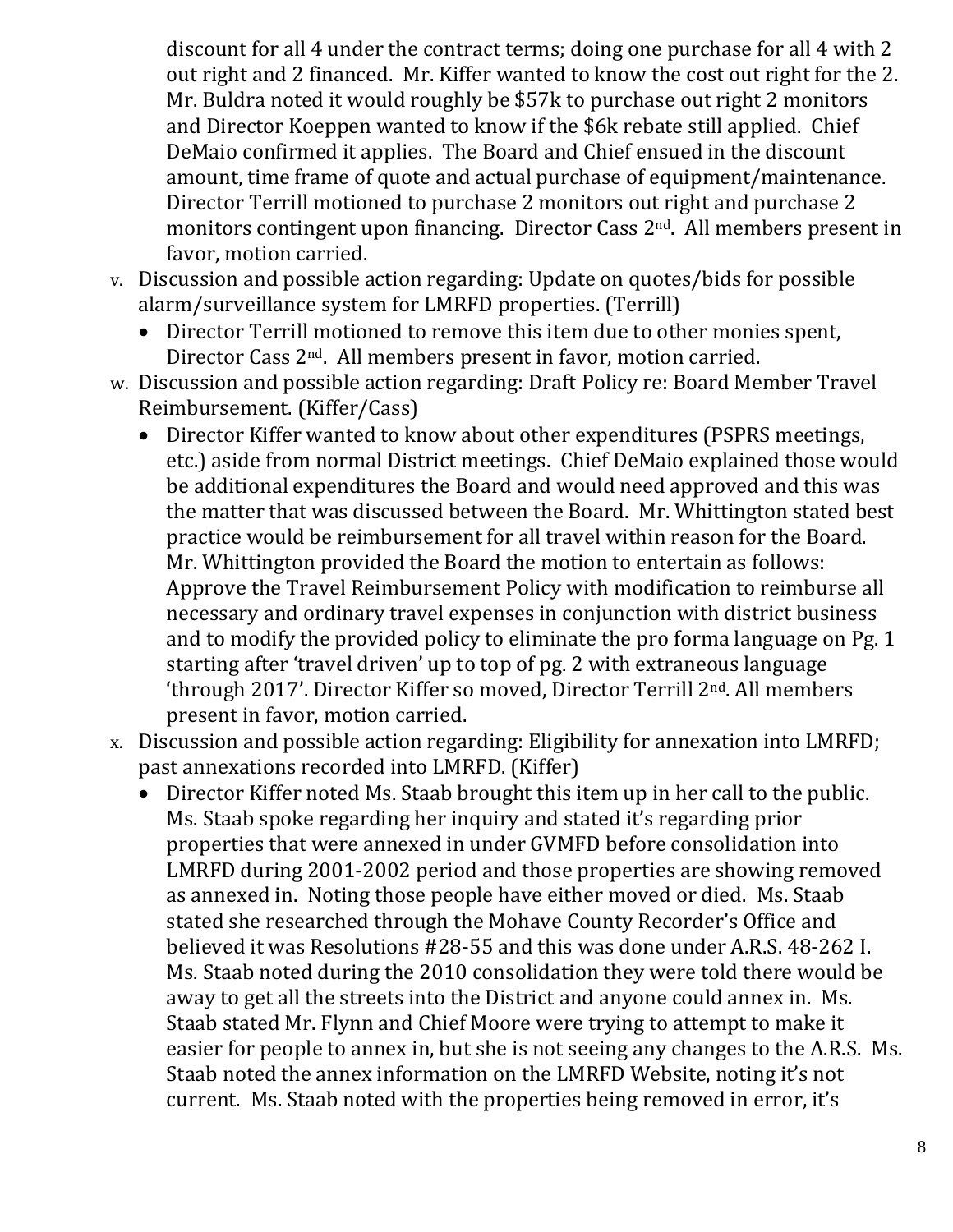discount for all 4 under the contract terms; doing one purchase for all 4 with 2 out right and 2 financed. Mr. Kiffer wanted to know the cost out right for the 2. Mr. Buldra noted it would roughly be $57k to purchase out right 2 monitors and Director Koeppen wanted to know if the $6k rebate still applied. Chief DeMaio confirmed it applies. The Board and Chief ensued in the discount amount, time frame of quote and actual purchase of equipment/maintenance. Director Terrill motioned to purchase 2 monitors out right and purchase 2 monitors contingent upon financing. Director Cass 2nd. All members present in favor, motion carried.

v. Discussion and possible action regarding: Update on quotes/bids for possible alarm/surveillance system for LMRFD properties. (Terrill)
   - Director Terrill motioned to remove this item due to other monies spent, Director Cass 2nd. All members present in favor, motion carried.

w. Discussion and possible action regarding: Draft Policy re: Board Member Travel Reimbursement. (Kiffer/Cass)
   - Director Kiffer wanted to know about other expenditures (PSPRS meetings, etc.) aside from normal District meetings. Chief DeMaio explained those would be additional expenditures the Board and would need approved and this was the matter that was discussed between the Board. Mr. Whittington stated best practice would be reimbursement for all travel within reason for the Board. Mr. Whittington provided the Board the motion to entertain as follows: Approve the Travel Reimbursement Policy with modification to reimburse all necessary and ordinary travel expenses in conjunction with district business and to modify the provided policy to eliminate the pro forma language on Pg. 1 starting after 'travel driven' up to top of pg. 2 with extraneous language 'through 2017'. Director Kiffer so moved, Director Terrill 2nd. All members present in favor, motion carried.

x. Discussion and possible action regarding: Eligibility for annexation into LMRFD; past annexations recorded into LMRFD. (Kiffer)
   - Director Kiffer noted Ms. Staab brought this item up in her call to the public. Ms. Staab spoke regarding her inquiry and stated it's regarding prior properties that were annexed in under GVMFD before consolidation into LMRFD during 2001-2002 period and those properties are showing removed as annexed in. Noting those people have either moved or died. Ms. Staab stated she researched through the Mohave County Recorder's Office and believed it was Resolutions #28-55 and this was done under A.R.S. 48-262 I. Ms. Staab noted during the 2010 consolidation they were told there would be away to get all the streets into the District and anyone could annex in. Ms. Staab stated Mr. Flynn and Chief Moore were trying to attempt to make it easier for people to annex in, but she is not seeing any changes to the A.R.S. Ms. Staab noted the annex information on the LMRFD Website, noting it's not current. Ms. Staab noted with the properties being removed in error, it's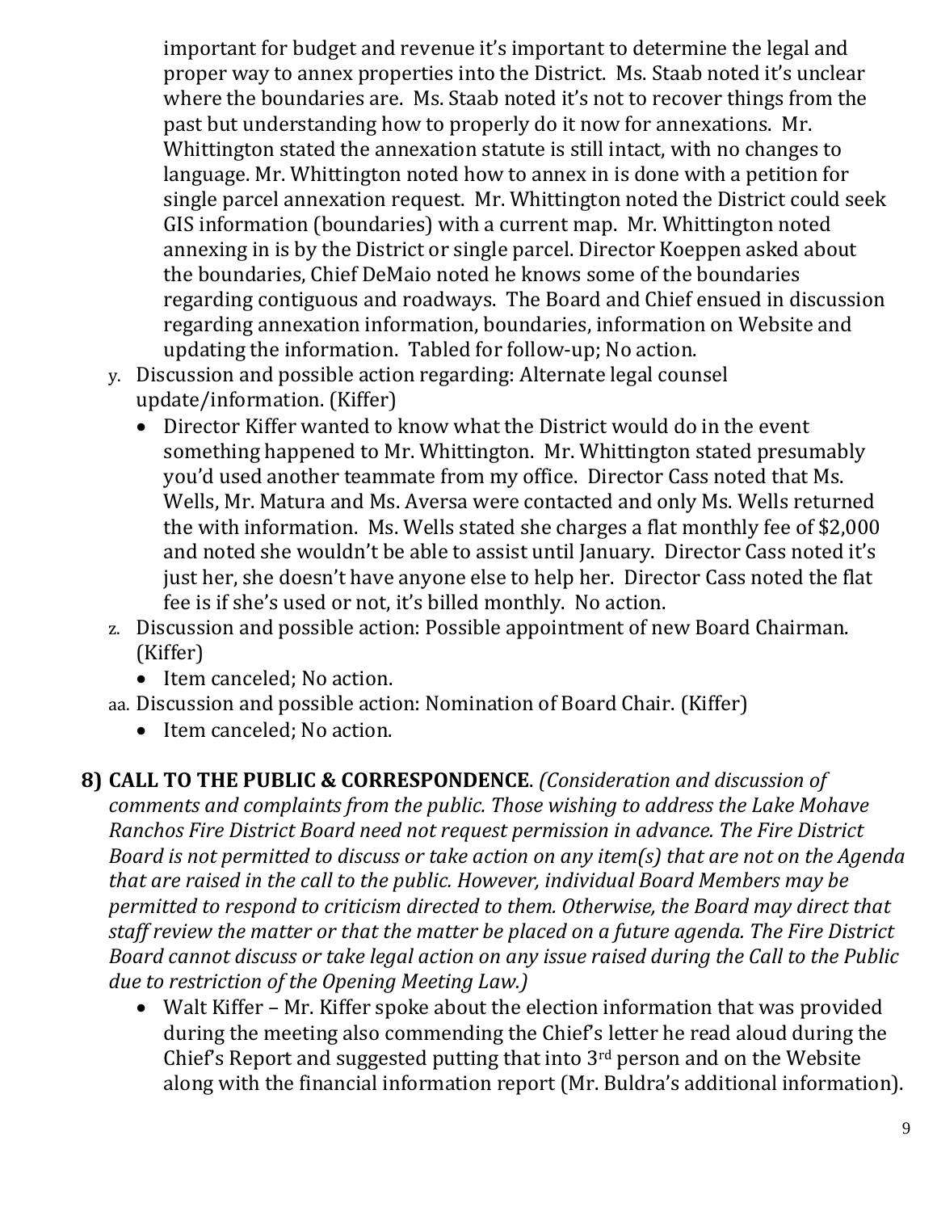important for budget and revenue it's important to determine the legal and proper way to annex properties into the District. Ms. Staab noted it's unclear where the boundaries are. Ms. Staab noted it's not to recover things from the past but understanding how to properly do it now for annexations. Mr. Whittington stated the annexation statute is still intact, with no changes to language. Mr. Whittington noted how to annex in is done with a petition for single parcel annexation request. Mr. Whittington noted the District could seek GIS information (boundaries) with a current map. Mr. Whittington noted annexing in is by the District or single parcel. Director Koeppen asked about the boundaries, Chief DeMaio noted he knows some of the boundaries regarding contiguous and roadways. The Board and Chief ensued in discussion regarding annexation information, boundaries, information on Website and updating the information. Tabled for follow-up; No action.

y. Discussion and possible action regarding: Alternate legal counsel update/information. (Kiffer)
   - Director Kiffer wanted to know what the District would do in the event something happened to Mr. Whittington. Mr. Whittington stated presumably you'd used another teammate from my office. Director Cass noted that Ms. Wells, Mr. Matura and Ms. Aversa were contacted and only Ms. Wells returned the with information. Ms. Wells stated she charges a flat monthly fee of $2,000 and noted she wouldn't be able to assist until January. Director Cass noted it's just her, she doesn't have anyone else to help her. Director Cass noted the flat fee is if she's used or not, it's billed monthly. No action.

z. Discussion and possible action: Possible appointment of new Board Chairman. (Kiffer)
   - Item canceled; No action.

aa. Discussion and possible action: Nomination of Board Chair. (Kiffer)
   - Item canceled; No action.

**8) CALL TO THE PUBLIC & CORRESPONDENCE**. *(Consideration and discussion of comments and complaints from the public. Those wishing to address the Lake Mohave Ranchos Fire District Board need not request permission in advance. The Fire District Board is not permitted to discuss or take action on any item(s) that are not on the Agenda that are raised in the call to the public. However, individual Board Members may be permitted to respond to criticism directed to them. Otherwise, the Board may direct that staff review the matter or that the matter be placed on a future agenda. The Fire District Board cannot discuss or take legal action on any issue raised during the Call to the Public due to restriction of the Opening Meeting Law.)*

- Walt Kiffer – Mr. Kiffer spoke about the election information that was provided during the meeting also commending the Chief's letter he read aloud during the Chief's Report and suggested putting that into 3rd person and on the Website along with the financial information report (Mr. Buldra's additional information).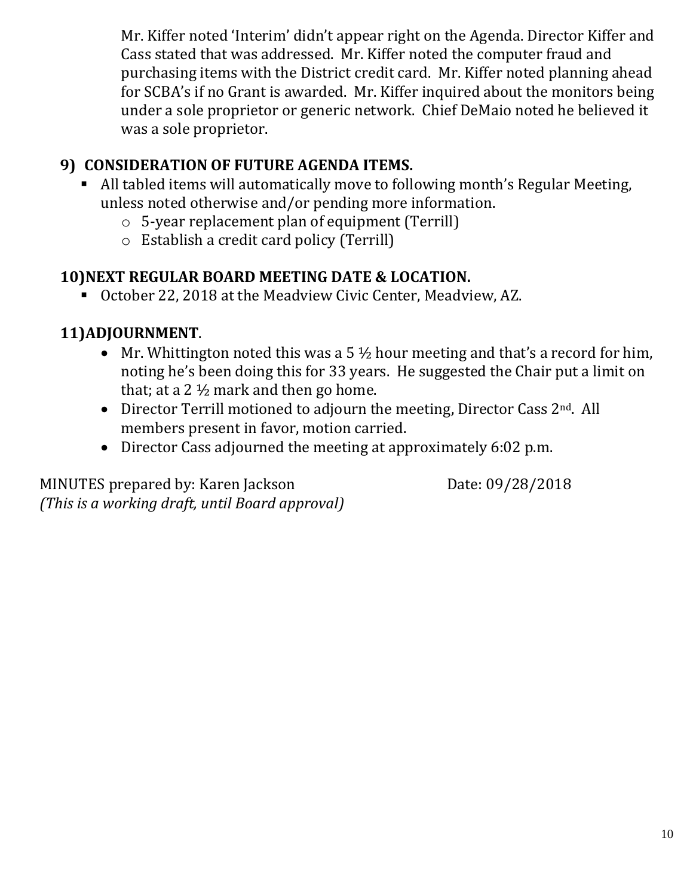Mr. Kiffer noted 'Interim' didn't appear right on the Agenda. Director Kiffer and Cass stated that was addressed. Mr. Kiffer noted the computer fraud and purchasing items with the District credit card. Mr. Kiffer noted planning ahead for SCBA's if no Grant is awarded. Mr. Kiffer inquired about the monitors being under a sole proprietor or generic network. Chief DeMaio noted he believed it was a sole proprietor.

## 9) CONSIDERATION OF FUTURE AGENDA ITEMS.

- All tabled items will automatically move to following month's Regular Meeting, unless noted otherwise and/or pending more information.
  - 5-year replacement plan of equipment (Terrill)
  - Establish a credit card policy (Terrill)

## 10) NEXT REGULAR BOARD MEETING DATE & LOCATION.

- October 22, 2018 at the Meadview Civic Center, Meadview, AZ.

## 11) ADJOURNMENT.

- Mr. Whittington noted this was a 5 ½ hour meeting and that's a record for him, noting he's been doing this for 33 years. He suggested the Chair put a limit on that; at a 2 ½ mark and then go home.
- Director Terrill motioned to adjourn the meeting, Director Cass 2nd. All members present in favor, motion carried.
- Director Cass adjourned the meeting at approximately 6:02 p.m.

MINUTES prepared by: Karen Jackson Date: 09/28/2018
*(This is a working draft, until Board approval)*